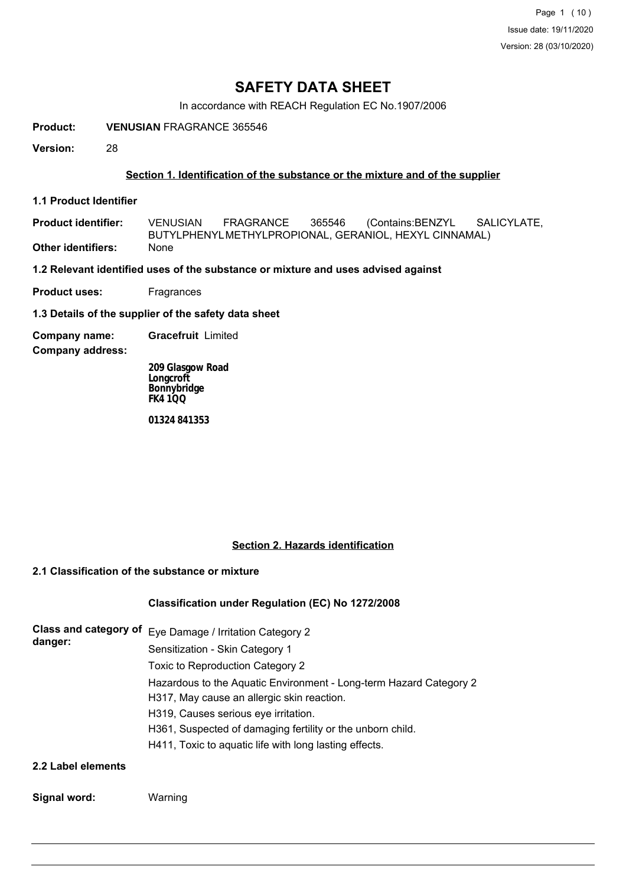# SAFETY DATA SHEET

In accordance with REACH Regulation EC No.1907/2006

**Product:** **VENUSIAN** FRAGRANCE 365546

**Version:** 28

## Section 1. Identification of the substance or the mixture and of the supplier

### 1.1 Product Identifier

**Product identifier:** VENUSIAN FRAGRANCE 365546 (Contains:BENZYL SALICYLATE, BUTYLPHENYLMETHYLPROPIONAL, GERANIOL, HEXYL CINNAMAL)

**Other identifiers:** None

### 1.2 Relevant identified uses of the substance or mixture and uses advised against

**Product uses:** Fragrances

### 1.3 Details of the supplier of the safety data sheet

**Company name:** **Gracefruit** Limited

**Company address:**

**209 Glasgow Road**
**Longcroft**
**Bonnybridge**
**FK4 1QQ**

**01324 841353**

## Section 2. Hazards identification

### 2.1 Classification of the substance or mixture

**Classification under Regulation (EC) No 1272/2008**

**Class and category of danger:**

Eye Damage / Irritation Category 2
Sensitization - Skin Category 1
Toxic to Reproduction Category 2
Hazardous to the Aquatic Environment - Long-term Hazard Category 2
H317, May cause an allergic skin reaction.
H319, Causes serious eye irritation.
H361, Suspected of damaging fertility or the unborn child.
H411, Toxic to aquatic life with long lasting effects.

### 2.2 Label elements

**Signal word:** Warning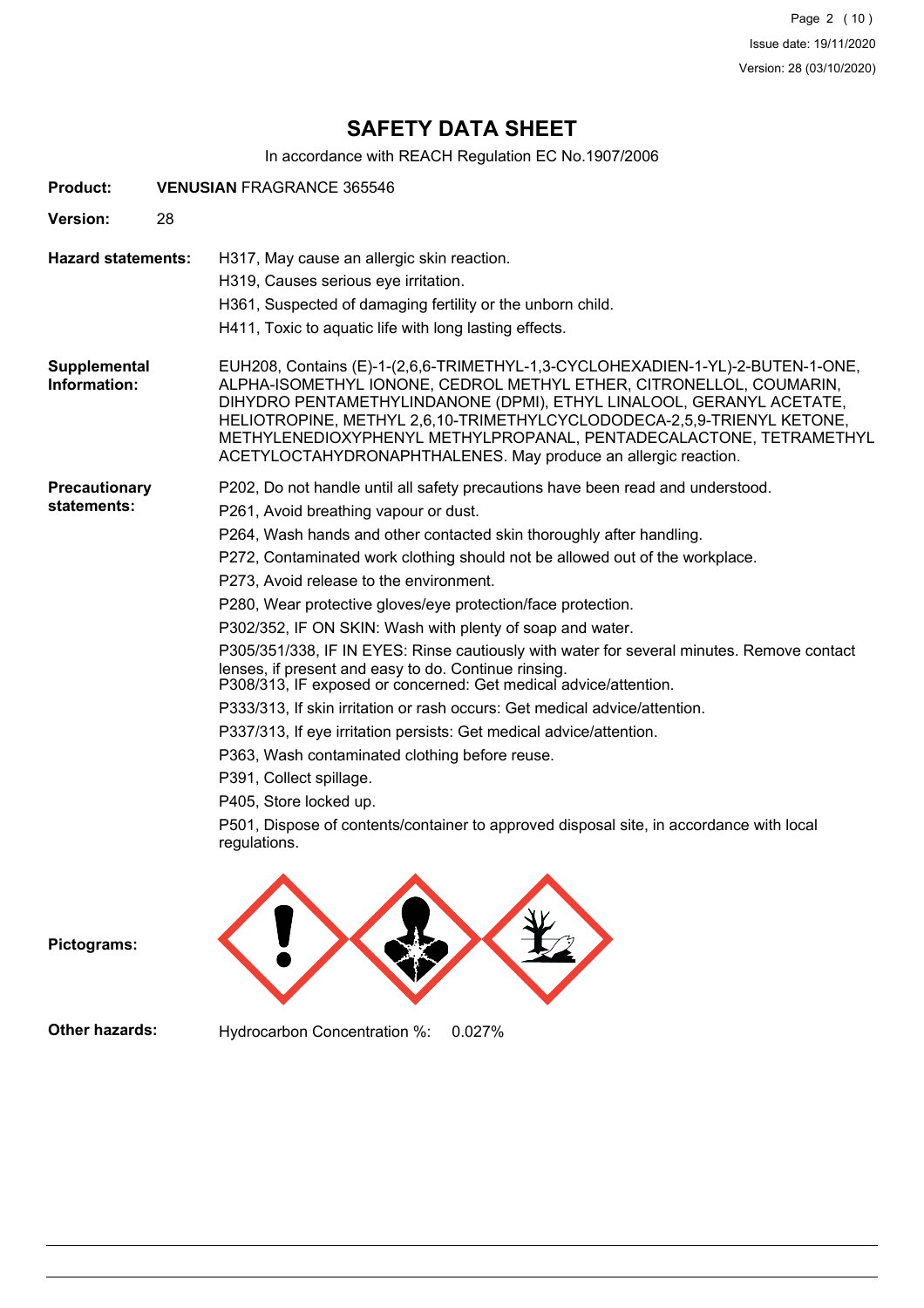# SAFETY DATA SHEET

In accordance with REACH Regulation EC No.1907/2006

**Product:** **VENUSIAN** FRAGRANCE 365546

**Version:** 28

**Hazard statements:**

H317, May cause an allergic skin reaction.

H319, Causes serious eye irritation.

H361, Suspected of damaging fertility or the unborn child.

H411, Toxic to aquatic life with long lasting effects.

**Supplemental Information:**

EUH208, Contains (E)-1-(2,6,6-TRIMETHYL-1,3-CYCLOHEXADIEN-1-YL)-2-BUTEN-1-ONE, ALPHA-ISOMETHYL IONONE, CEDROL METHYL ETHER, CITRONELLOL, COUMARIN, DIHYDRO PENTAMETHYLINDANONE (DPMI), ETHYL LINALOOL, GERANYL ACETATE, HELIOTROPINE, METHYL 2,6,10-TRIMETHYLCYCLODODECA-2,5,9-TRIENYL KETONE, METHYLENEDIOXYPHENYL METHYLPROPANAL, PENTADECALACTONE, TETRAMETHYL ACETYLOCTAHYDRONAPHTHALENES. May produce an allergic reaction.

**Precautionary statements:**

P202, Do not handle until all safety precautions have been read and understood.

P261, Avoid breathing vapour or dust.

P264, Wash hands and other contacted skin thoroughly after handling.

P272, Contaminated work clothing should not be allowed out of the workplace.

P273, Avoid release to the environment.

P280, Wear protective gloves/eye protection/face protection.

P302/352, IF ON SKIN: Wash with plenty of soap and water.

P305/351/338, IF IN EYES: Rinse cautiously with water for several minutes. Remove contact lenses, if present and easy to do. Continue rinsing.
P308/313, IF exposed or concerned: Get medical advice/attention.

P333/313, If skin irritation or rash occurs: Get medical advice/attention.

P337/313, If eye irritation persists: Get medical advice/attention.

P363, Wash contaminated clothing before reuse.

P391, Collect spillage.

P405, Store locked up.

P501, Dispose of contents/container to approved disposal site, in accordance with local regulations.

**Pictograms:**

**Other hazards:** Hydrocarbon Concentration %: 0.027%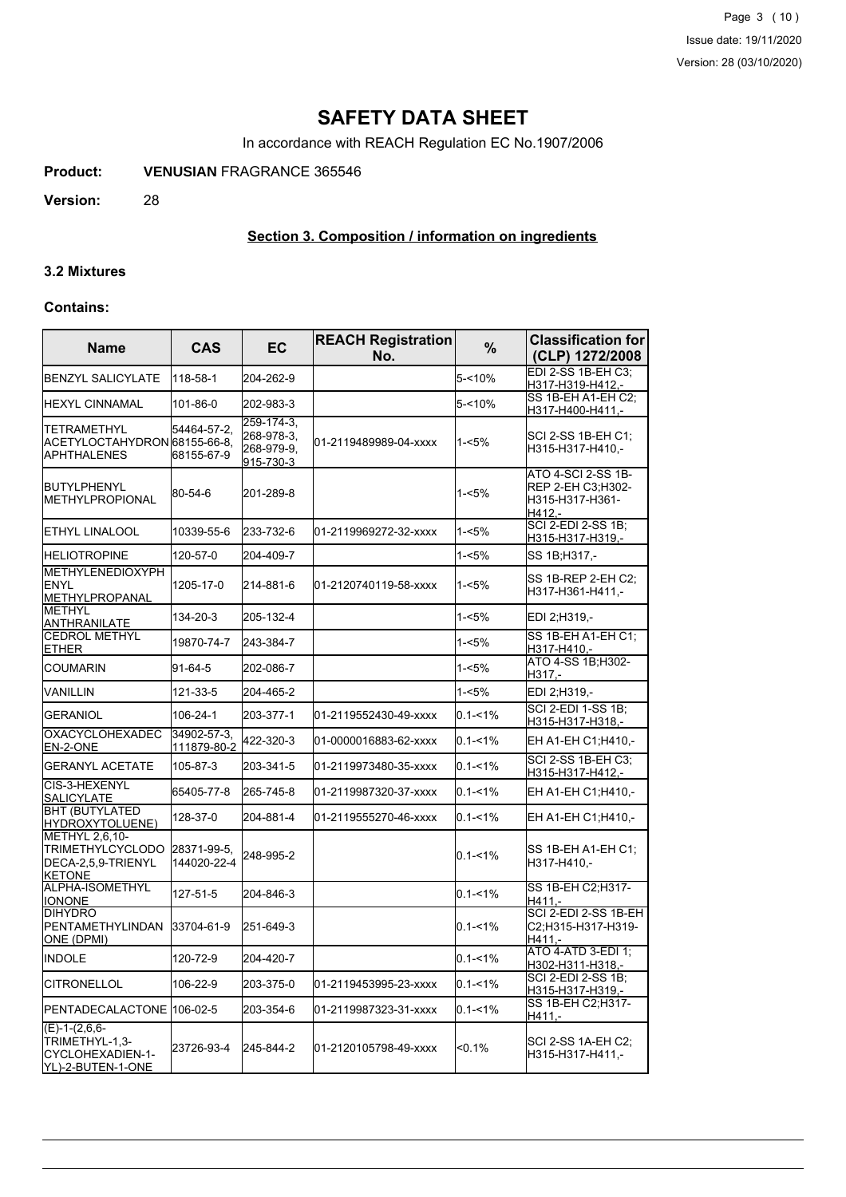# SAFETY DATA SHEET

In accordance with REACH Regulation EC No.1907/2006

**Product:** **VENUSIAN** FRAGRANCE 365546

**Version:** 28

## Section 3. Composition / information on ingredients

### 3.2 Mixtures

#### Contains:

| Name | CAS | EC | REACH Registration No. | % | Classification for (CLP) 1272/2008 |
|---|---|---|---|---|---|
| BENZYL SALICYLATE | 118-58-1 | 204-262-9 | | 5-<10% | EDI 2-SS 1B-EH C3; H317-H319-H412,- |
| HEXYL CINNAMAL | 101-86-0 | 202-983-3 | | 5-<10% | SS 1B-EH A1-EH C2; H317-H400-H411,- |
| TETRAMETHYL ACETYLOCTAHYDRONAPHTHALENES | 54464-57-2, 68155-66-8, 68155-67-9 | 259-174-3, 268-978-3, 268-979-9, 915-730-3 | 01-2119489989-04-xxxx | 1-<5% | SCI 2-SS 1B-EH C1; H315-H317-H410,- |
| BUTYLPHENYL METHYLPROPIONAL | 80-54-6 | 201-289-8 | | 1-<5% | ATO 4-SCI 2-SS 1B-REP 2-EH C3;H302-H315-H317-H361-H412,- |
| ETHYL LINALOOL | 10339-55-6 | 233-732-6 | 01-2119969272-32-xxxx | 1-<5% | SCI 2-EDI 2-SS 1B; H315-H317-H319,- |
| HELIOTROPINE | 120-57-0 | 204-409-7 | | 1-<5% | SS 1B;H317,- |
| METHYLENEDIOXYPHENYL METHYLPROPANAL | 1205-17-0 | 214-881-6 | 01-2120740119-58-xxxx | 1-<5% | SS 1B-REP 2-EH C2; H317-H361-H411,- |
| METHYL ANTHRANILATE | 134-20-3 | 205-132-4 | | 1-<5% | EDI 2;H319,- |
| CEDROL METHYL ETHER | 19870-74-7 | 243-384-7 | | 1-<5% | SS 1B-EH A1-EH C1; H317-H410,- |
| COUMARIN | 91-64-5 | 202-086-7 | | 1-<5% | ATO 4-SS 1B;H302-H317,- |
| VANILLIN | 121-33-5 | 204-465-2 | | 1-<5% | EDI 2;H319,- |
| GERANIOL | 106-24-1 | 203-377-1 | 01-2119552430-49-xxxx | 0.1-<1% | SCI 2-EDI 1-SS 1B; H315-H317-H318,- |
| OXACYCLOHEXADECEN-2-ONE | 34902-57-3, 111879-80-2 | 422-320-3 | 01-0000016883-62-xxxx | 0.1-<1% | EH A1-EH C1;H410,- |
| GERANYL ACETATE | 105-87-3 | 203-341-5 | 01-2119973480-35-xxxx | 0.1-<1% | SCI 2-SS 1B-EH C3; H315-H317-H412,- |
| CIS-3-HEXENYL SALICYLATE | 65405-77-8 | 265-745-8 | 01-2119987320-37-xxxx | 0.1-<1% | EH A1-EH C1;H410,- |
| BHT (BUTYLATED HYDROXYTOLUENE) | 128-37-0 | 204-881-4 | 01-2119555270-46-xxxx | 0.1-<1% | EH A1-EH C1;H410,- |
| METHYL 2,6,10-TRIMETHYLCYCLODODECA-2,5,9-TRIENYL KETONE | 28371-99-5, 144020-22-4 | 248-995-2 | | 0.1-<1% | SS 1B-EH A1-EH C1; H317-H410,- |
| ALPHA-ISOMETHYL IONONE | 127-51-5 | 204-846-3 | | 0.1-<1% | SS 1B-EH C2;H317-H411,- |
| DIHYDRO PENTAMETHYLINDANONE (DPMI) | 33704-61-9 | 251-649-3 | | 0.1-<1% | SCI 2-EDI 2-SS 1B-EH C2;H315-H317-H319-H411,- |
| INDOLE | 120-72-9 | 204-420-7 | | 0.1-<1% | ATO 4-ATD 3-EDI 1; H302-H311-H318,- |
| CITRONELLOL | 106-22-9 | 203-375-0 | 01-2119453995-23-xxxx | 0.1-<1% | SCI 2-EDI 2-SS 1B; H315-H317-H319,- |
| PENTADECALACTONE | 106-02-5 | 203-354-6 | 01-2119987323-31-xxxx | 0.1-<1% | SS 1B-EH C2;H317-H411,- |
| (E)-1-(2,6,6-TRIMETHYL-1,3-CYCLOHEXADIEN-1-YL)-2-BUTEN-1-ONE | 23726-93-4 | 245-844-2 | 01-2120105798-49-xxxx | <0.1% | SCI 2-SS 1A-EH C2; H315-H317-H411,- |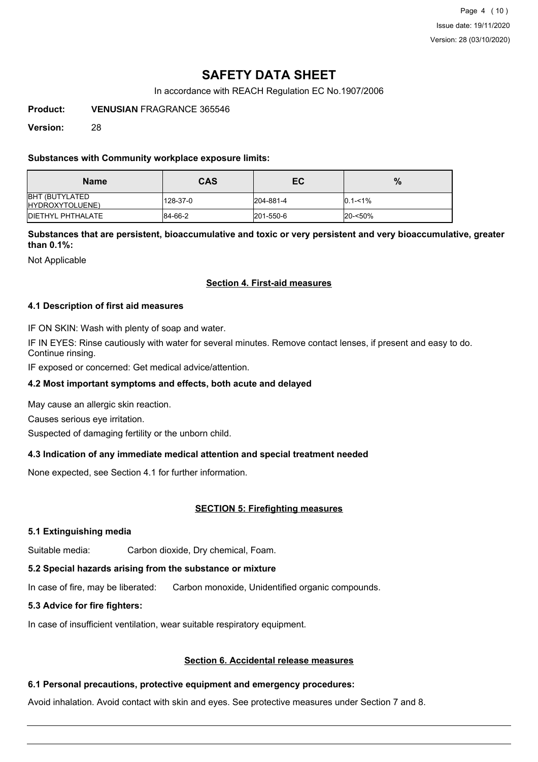# SAFETY DATA SHEET

In accordance with REACH Regulation EC No.1907/2006

**Product:** **VENUSIAN** FRAGRANCE 365546

**Version:** 28

**Substances with Community workplace exposure limits:**

| Name | CAS | EC | % |
|---|---|---|---|
| BHT (BUTYLATED HYDROXYTOLUENE) | 128-37-0 | 204-881-4 | 0.1-<1% |
| DIETHYL PHTHALATE | 84-66-2 | 201-550-6 | 20-<50% |

**Substances that are persistent, bioaccumulative and toxic or very persistent and very bioaccumulative, greater than 0.1%:**

Not Applicable

## Section 4. First-aid measures

### 4.1 Description of first aid measures

IF ON SKIN: Wash with plenty of soap and water.

IF IN EYES: Rinse cautiously with water for several minutes. Remove contact lenses, if present and easy to do. Continue rinsing.

IF exposed or concerned: Get medical advice/attention.

### 4.2 Most important symptoms and effects, both acute and delayed

May cause an allergic skin reaction.

Causes serious eye irritation.

Suspected of damaging fertility or the unborn child.

### 4.3 Indication of any immediate medical attention and special treatment needed

None expected, see Section 4.1 for further information.

## SECTION 5: Firefighting measures

### 5.1 Extinguishing media

Suitable media: Carbon dioxide, Dry chemical, Foam.

### 5.2 Special hazards arising from the substance or mixture

In case of fire, may be liberated: Carbon monoxide, Unidentified organic compounds.

### 5.3 Advice for fire fighters:

In case of insufficient ventilation, wear suitable respiratory equipment.

## Section 6. Accidental release measures

### 6.1 Personal precautions, protective equipment and emergency procedures:

Avoid inhalation. Avoid contact with skin and eyes. See protective measures under Section 7 and 8.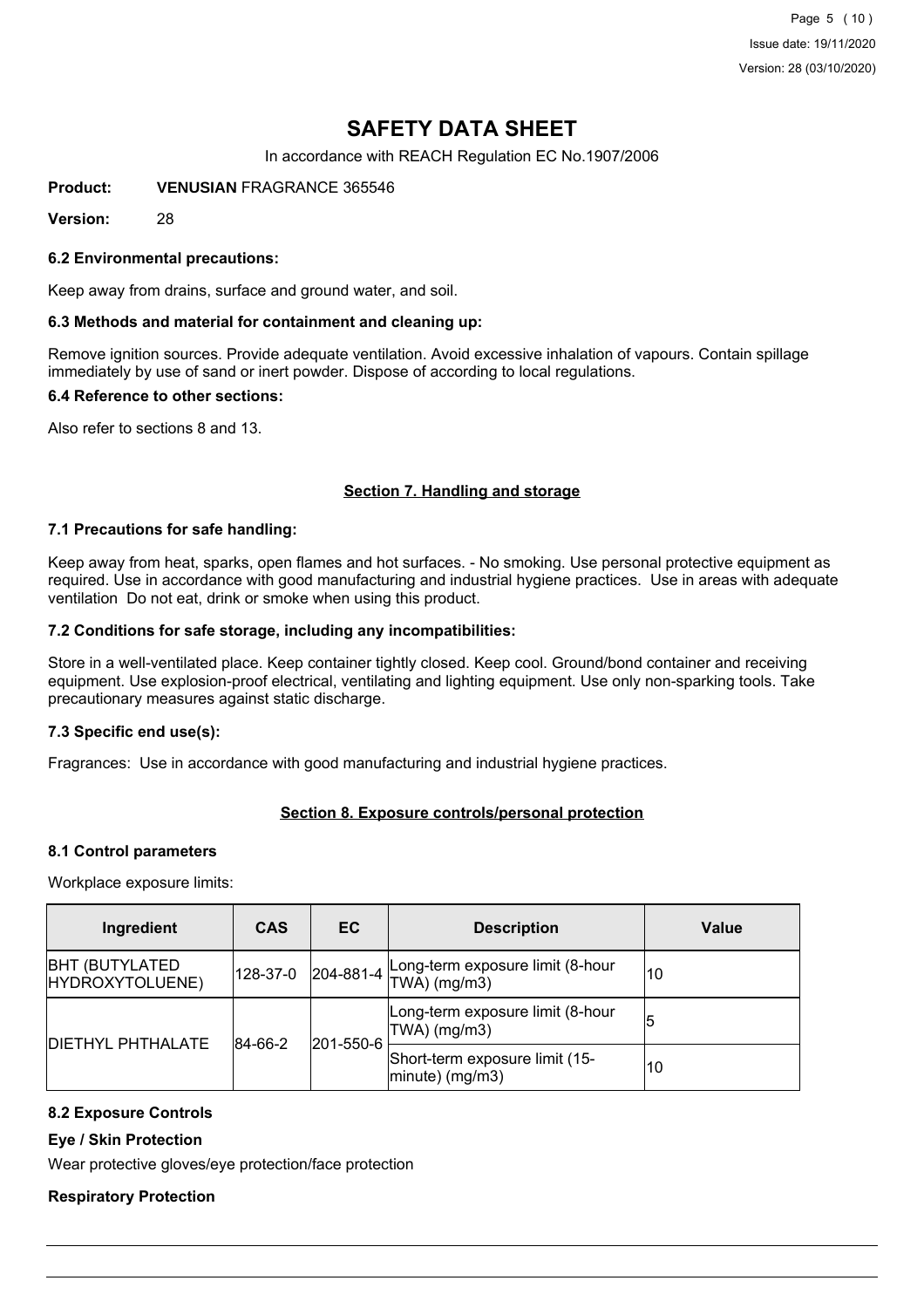# SAFETY DATA SHEET

In accordance with REACH Regulation EC No.1907/2006

**Product:** **VENUSIAN** FRAGRANCE 365546

**Version:** 28

### 6.2 Environmental precautions:

Keep away from drains, surface and ground water, and soil.

### 6.3 Methods and material for containment and cleaning up:

Remove ignition sources. Provide adequate ventilation. Avoid excessive inhalation of vapours. Contain spillage immediately by use of sand or inert powder. Dispose of according to local regulations.

### 6.4 Reference to other sections:

Also refer to sections 8 and 13.

## Section 7. Handling and storage

### 7.1 Precautions for safe handling:

Keep away from heat, sparks, open flames and hot surfaces. - No smoking. Use personal protective equipment as required. Use in accordance with good manufacturing and industrial hygiene practices. Use in areas with adequate ventilation Do not eat, drink or smoke when using this product.

### 7.2 Conditions for safe storage, including any incompatibilities:

Store in a well-ventilated place. Keep container tightly closed. Keep cool. Ground/bond container and receiving equipment. Use explosion-proof electrical, ventilating and lighting equipment. Use only non-sparking tools. Take precautionary measures against static discharge.

### 7.3 Specific end use(s):

Fragrances: Use in accordance with good manufacturing and industrial hygiene practices.

## Section 8. Exposure controls/personal protection

### 8.1 Control parameters

Workplace exposure limits:

| Ingredient | CAS | EC | Description | Value |
|---|---|---|---|---|
| BHT (BUTYLATED HYDROXYTOLUENE) | 128-37-0 | 204-881-4 | Long-term exposure limit (8-hour TWA) (mg/m3) | 10 |
| DIETHYL PHTHALATE | 84-66-2 | 201-550-6 | Long-term exposure limit (8-hour TWA) (mg/m3) | 5 |
| | | | Short-term exposure limit (15-minute) (mg/m3) | 10 |

### 8.2 Exposure Controls

**Eye / Skin Protection**

Wear protective gloves/eye protection/face protection

**Respiratory Protection**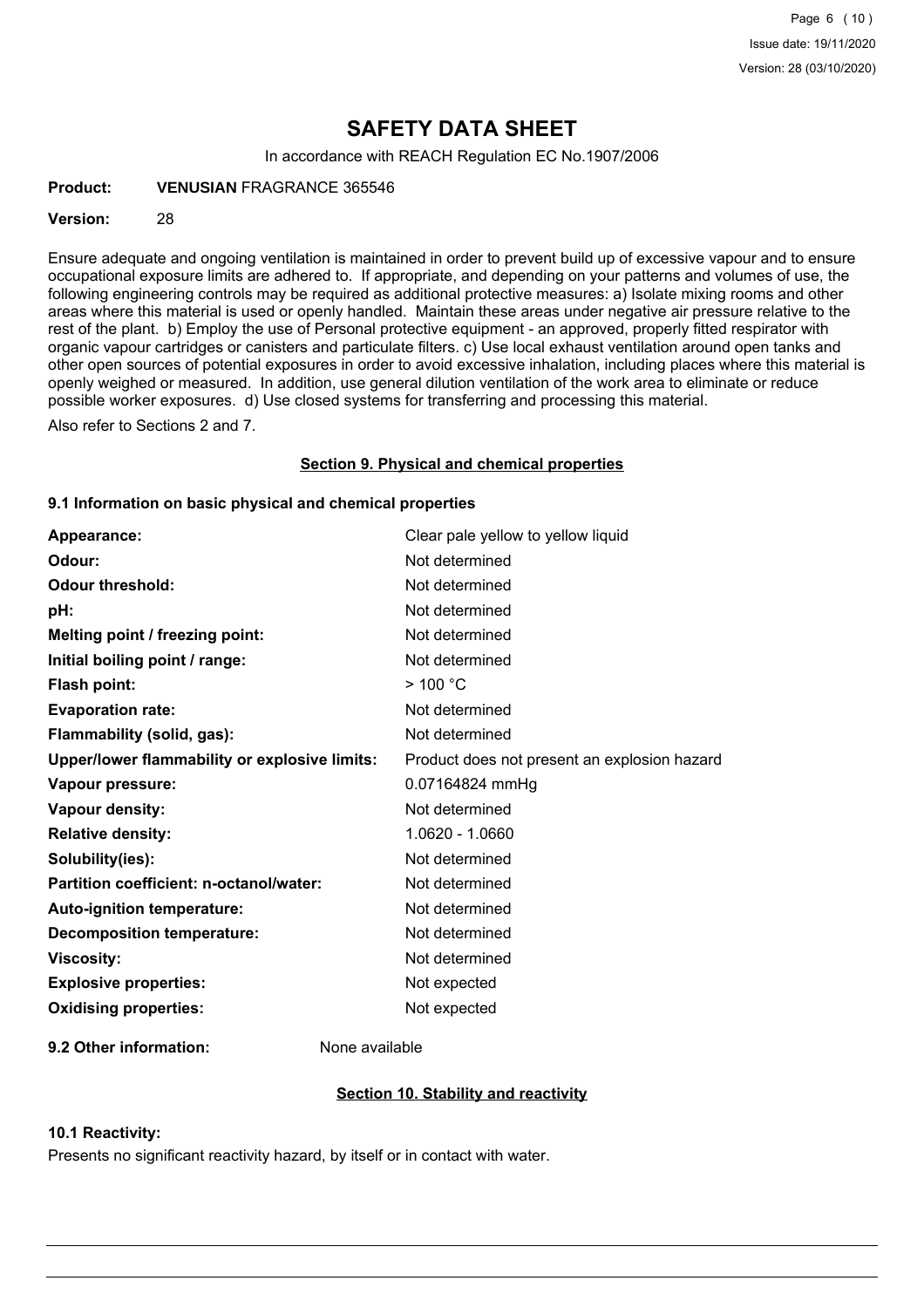# SAFETY DATA SHEET

In accordance with REACH Regulation EC No.1907/2006

**Product:** **VENUSIAN** FRAGRANCE 365546

**Version:** 28

Ensure adequate and ongoing ventilation is maintained in order to prevent build up of excessive vapour and to ensure occupational exposure limits are adhered to. If appropriate, and depending on your patterns and volumes of use, the following engineering controls may be required as additional protective measures: a) Isolate mixing rooms and other areas where this material is used or openly handled. Maintain these areas under negative air pressure relative to the rest of the plant. b) Employ the use of Personal protective equipment - an approved, properly fitted respirator with organic vapour cartridges or canisters and particulate filters. c) Use local exhaust ventilation around open tanks and other open sources of potential exposures in order to avoid excessive inhalation, including places where this material is openly weighed or measured. In addition, use general dilution ventilation of the work area to eliminate or reduce possible worker exposures. d) Use closed systems for transferring and processing this material.

Also refer to Sections 2 and 7.

## Section 9. Physical and chemical properties

### 9.1 Information on basic physical and chemical properties

| | |
|---|---|
| **Appearance:** | Clear pale yellow to yellow liquid |
| **Odour:** | Not determined |
| **Odour threshold:** | Not determined |
| **pH:** | Not determined |
| **Melting point / freezing point:** | Not determined |
| **Initial boiling point / range:** | Not determined |
| **Flash point:** | > 100 °C |
| **Evaporation rate:** | Not determined |
| **Flammability (solid, gas):** | Not determined |
| **Upper/lower flammability or explosive limits:** | Product does not present an explosion hazard |
| **Vapour pressure:** | 0.07164824 mmHg |
| **Vapour density:** | Not determined |
| **Relative density:** | 1.0620 - 1.0660 |
| **Solubility(ies):** | Not determined |
| **Partition coefficient: n-octanol/water:** | Not determined |
| **Auto-ignition temperature:** | Not determined |
| **Decomposition temperature:** | Not determined |
| **Viscosity:** | Not determined |
| **Explosive properties:** | Not expected |
| **Oxidising properties:** | Not expected |

**9.2 Other information:** None available

## Section 10. Stability and reactivity

### 10.1 Reactivity:

Presents no significant reactivity hazard, by itself or in contact with water.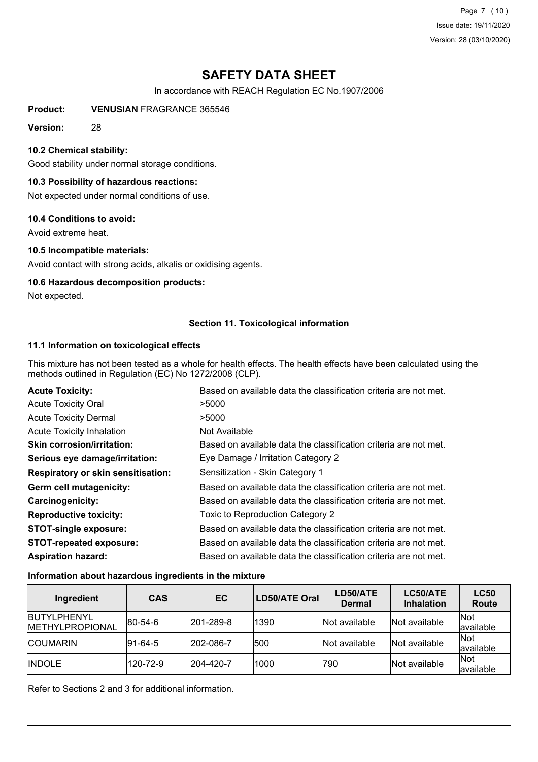# SAFETY DATA SHEET

In accordance with REACH Regulation EC No.1907/2006

**Product:** **VENUSIAN** FRAGRANCE 365546

**Version:** 28

### 10.2 Chemical stability:

Good stability under normal storage conditions.

### 10.3 Possibility of hazardous reactions:

Not expected under normal conditions of use.

### 10.4 Conditions to avoid:

Avoid extreme heat.

### 10.5 Incompatible materials:

Avoid contact with strong acids, alkalis or oxidising agents.

### 10.6 Hazardous decomposition products:

Not expected.

## Section 11. Toxicological information

### 11.1 Information on toxicological effects

This mixture has not been tested as a whole for health effects. The health effects have been calculated using the methods outlined in Regulation (EC) No 1272/2008 (CLP).

| | |
|---|---|
| **Acute Toxicity:** | Based on available data the classification criteria are not met. |
| Acute Toxicity Oral | >5000 |
| Acute Toxicity Dermal | >5000 |
| Acute Toxicity Inhalation | Not Available |
| **Skin corrosion/irritation:** | Based on available data the classification criteria are not met. |
| **Serious eye damage/irritation:** | Eye Damage / Irritation Category 2 |
| **Respiratory or skin sensitisation:** | Sensitization - Skin Category 1 |
| **Germ cell mutagenicity:** | Based on available data the classification criteria are not met. |
| **Carcinogenicity:** | Based on available data the classification criteria are not met. |
| **Reproductive toxicity:** | Toxic to Reproduction Category 2 |
| **STOT-single exposure:** | Based on available data the classification criteria are not met. |
| **STOT-repeated exposure:** | Based on available data the classification criteria are not met. |
| **Aspiration hazard:** | Based on available data the classification criteria are not met. |

### Information about hazardous ingredients in the mixture

| Ingredient | CAS | EC | LD50/ATE Oral | LD50/ATE Dermal | LC50/ATE Inhalation | LC50 Route |
|---|---|---|---|---|---|---|
| BUTYLPHENYL METHYLPROPIONAL | 80-54-6 | 201-289-8 | 1390 | Not available | Not available | Not available |
| COUMARIN | 91-64-5 | 202-086-7 | 500 | Not available | Not available | Not available |
| INDOLE | 120-72-9 | 204-420-7 | 1000 | 790 | Not available | Not available |

Refer to Sections 2 and 3 for additional information.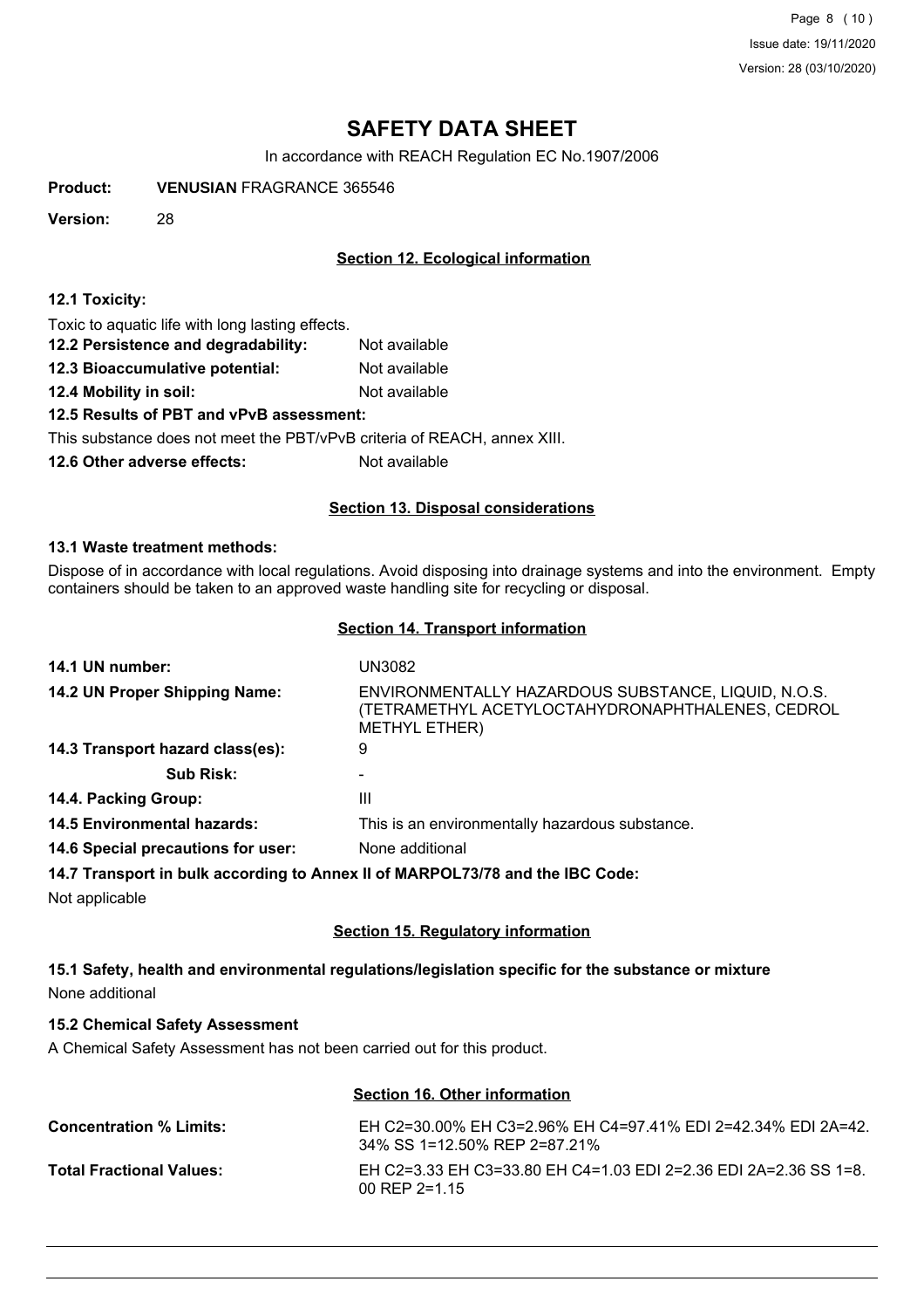# SAFETY DATA SHEET

In accordance with REACH Regulation EC No.1907/2006

**Product:** **VENUSIAN** FRAGRANCE 365546

**Version:** 28

## Section 12. Ecological information

**12.1 Toxicity:**

Toxic to aquatic life with long lasting effects.

**12.2 Persistence and degradability:** Not available

**12.3 Bioaccumulative potential:** Not available

**12.4 Mobility in soil:** Not available

**12.5 Results of PBT and vPvB assessment:**

This substance does not meet the PBT/vPvB criteria of REACH, annex XIII.

**12.6 Other adverse effects:** Not available

## Section 13. Disposal considerations

**13.1 Waste treatment methods:**

Dispose of in accordance with local regulations. Avoid disposing into drainage systems and into the environment. Empty containers should be taken to an approved waste handling site for recycling or disposal.

## Section 14. Transport information

| | |
|---|---|
| **14.1 UN number:** | UN3082 |
| **14.2 UN Proper Shipping Name:** | ENVIRONMENTALLY HAZARDOUS SUBSTANCE, LIQUID, N.O.S. (TETRAMETHYL ACETYLOCTAHYDRONAPHTHALENES, CEDROL METHYL ETHER) |
| **14.3 Transport hazard class(es):** | 9 |
| **Sub Risk:** | - |
| **14.4. Packing Group:** | III |
| **14.5 Environmental hazards:** | This is an environmentally hazardous substance. |
| **14.6 Special precautions for user:** | None additional |

**14.7 Transport in bulk according to Annex II of MARPOL73/78 and the IBC Code:**

Not applicable

## Section 15. Regulatory information

**15.1 Safety, health and environmental regulations/legislation specific for the substance or mixture**

None additional

**15.2 Chemical Safety Assessment**

A Chemical Safety Assessment has not been carried out for this product.

## Section 16. Other information

| | |
|---|---|
| **Concentration % Limits:** | EH C2=30.00% EH C3=2.96% EH C4=97.41% EDI 2=42.34% EDI 2A=42.34% SS 1=12.50% REP 2=87.21% |
| **Total Fractional Values:** | EH C2=3.33 EH C3=33.80 EH C4=1.03 EDI 2=2.36 EDI 2A=2.36 SS 1=8.00 REP 2=1.15 |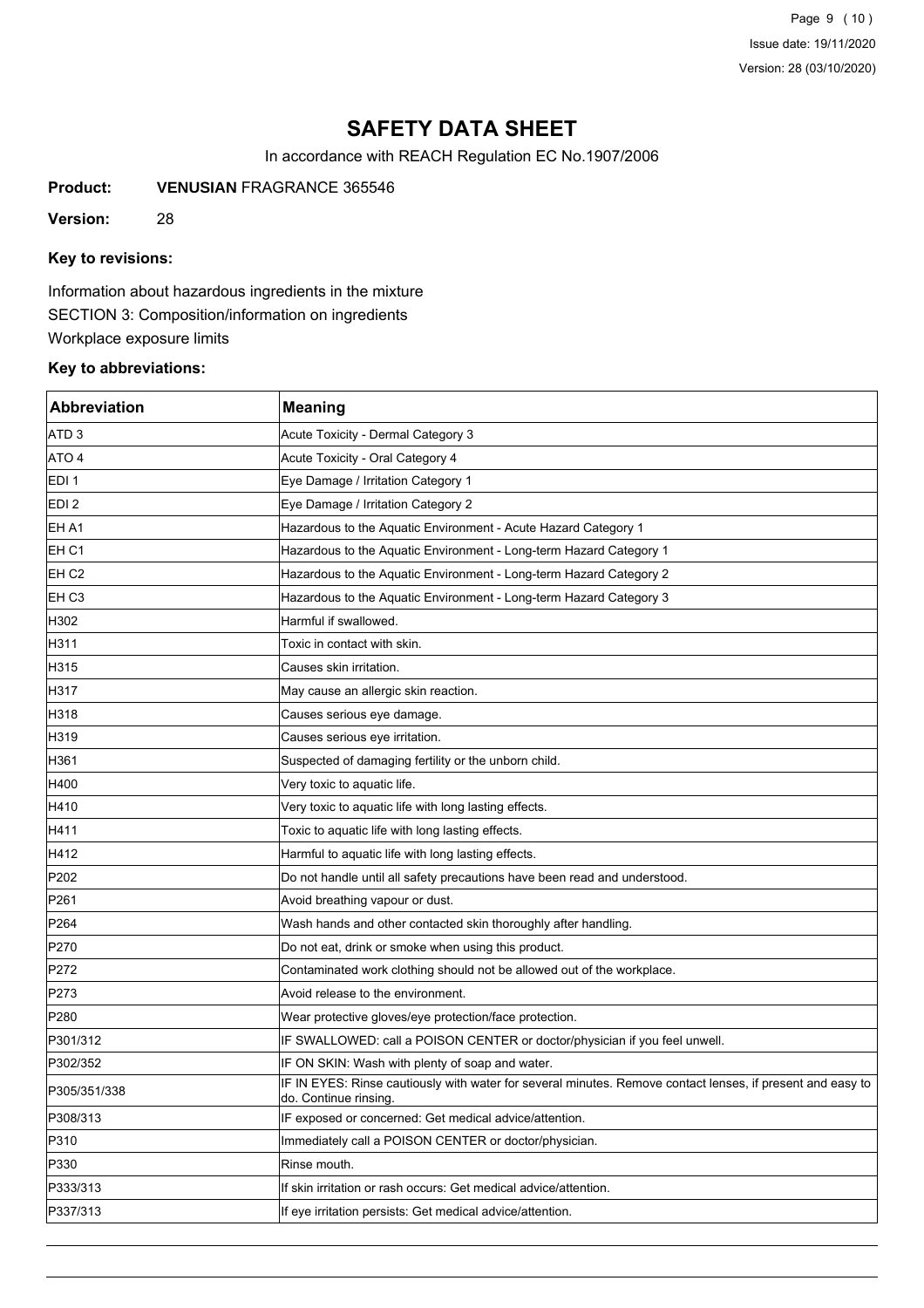# SAFETY DATA SHEET

In accordance with REACH Regulation EC No.1907/2006

**Product:** **VENUSIAN** FRAGRANCE 365546

**Version:** 28

### Key to revisions:

Information about hazardous ingredients in the mixture

SECTION 3: Composition/information on ingredients

Workplace exposure limits

### Key to abbreviations:

| Abbreviation | Meaning |
|---|---|
| ATD 3 | Acute Toxicity - Dermal Category 3 |
| ATO 4 | Acute Toxicity - Oral Category 4 |
| EDI 1 | Eye Damage / Irritation Category 1 |
| EDI 2 | Eye Damage / Irritation Category 2 |
| EH A1 | Hazardous to the Aquatic Environment - Acute Hazard Category 1 |
| EH C1 | Hazardous to the Aquatic Environment - Long-term Hazard Category 1 |
| EH C2 | Hazardous to the Aquatic Environment - Long-term Hazard Category 2 |
| EH C3 | Hazardous to the Aquatic Environment - Long-term Hazard Category 3 |
| H302 | Harmful if swallowed. |
| H311 | Toxic in contact with skin. |
| H315 | Causes skin irritation. |
| H317 | May cause an allergic skin reaction. |
| H318 | Causes serious eye damage. |
| H319 | Causes serious eye irritation. |
| H361 | Suspected of damaging fertility or the unborn child. |
| H400 | Very toxic to aquatic life. |
| H410 | Very toxic to aquatic life with long lasting effects. |
| H411 | Toxic to aquatic life with long lasting effects. |
| H412 | Harmful to aquatic life with long lasting effects. |
| P202 | Do not handle until all safety precautions have been read and understood. |
| P261 | Avoid breathing vapour or dust. |
| P264 | Wash hands and other contacted skin thoroughly after handling. |
| P270 | Do not eat, drink or smoke when using this product. |
| P272 | Contaminated work clothing should not be allowed out of the workplace. |
| P273 | Avoid release to the environment. |
| P280 | Wear protective gloves/eye protection/face protection. |
| P301/312 | IF SWALLOWED: call a POISON CENTER or doctor/physician if you feel unwell. |
| P302/352 | IF ON SKIN: Wash with plenty of soap and water. |
| P305/351/338 | IF IN EYES: Rinse cautiously with water for several minutes. Remove contact lenses, if present and easy to do. Continue rinsing. |
| P308/313 | IF exposed or concerned: Get medical advice/attention. |
| P310 | Immediately call a POISON CENTER or doctor/physician. |
| P330 | Rinse mouth. |
| P333/313 | If skin irritation or rash occurs: Get medical advice/attention. |
| P337/313 | If eye irritation persists: Get medical advice/attention. |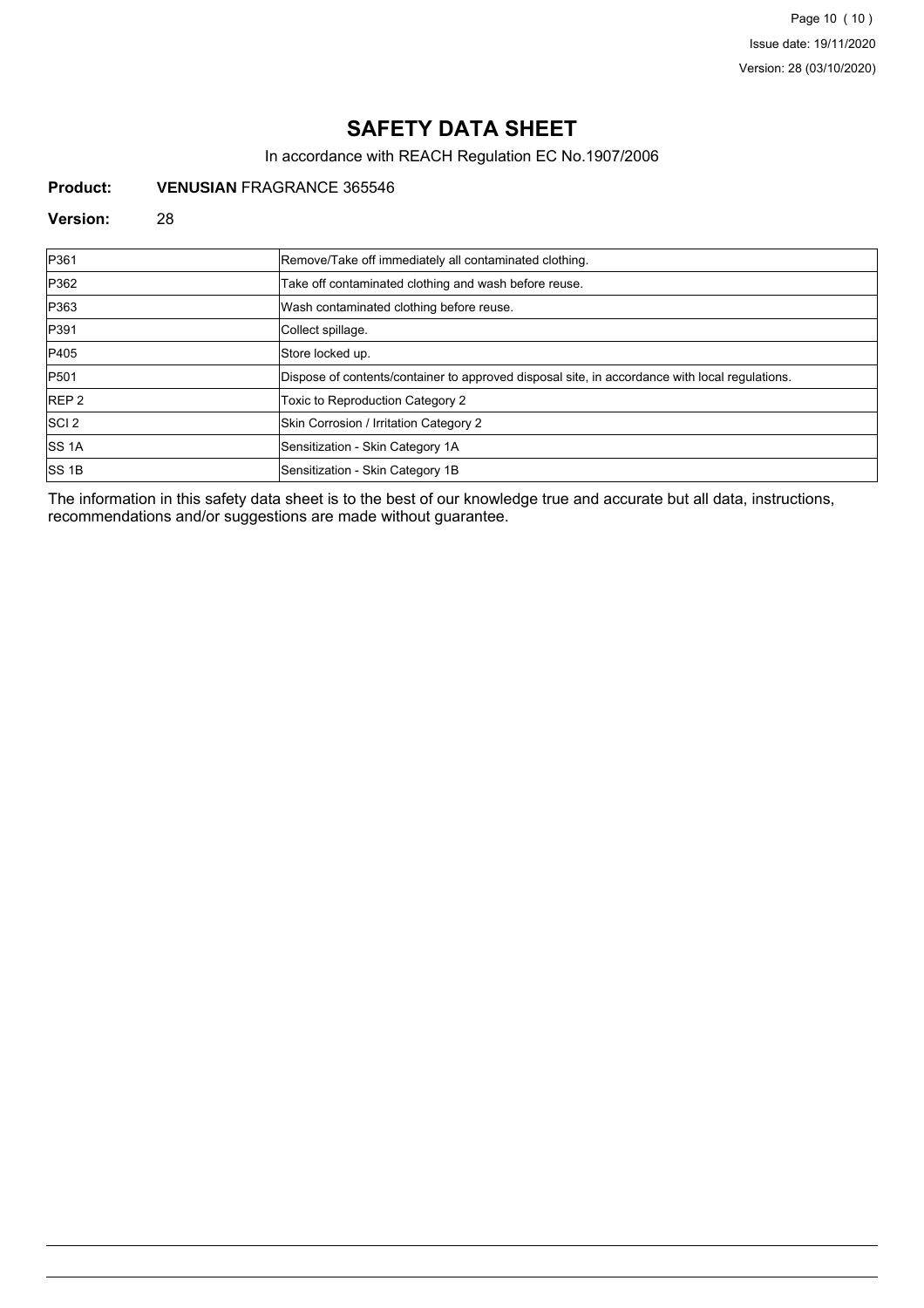| | |
|---|---|
| P361 | Remove/Take off immediately all contaminated clothing. |
| P362 | Take off contaminated clothing and wash before reuse. |
| P363 | Wash contaminated clothing before reuse. |
| P391 | Collect spillage. |
| P405 | Store locked up. |
| P501 | Dispose of contents/container to approved disposal site, in accordance with local regulations. |
| REP 2 | Toxic to Reproduction Category 2 |
| SCI 2 | Skin Corrosion / Irritation Category 2 |
| SS 1A | Sensitization - Skin Category 1A |
| SS 1B | Sensitization - Skin Category 1B |

The information in this safety data sheet is to the best of our knowledge true and accurate but all data, instructions, recommendations and/or suggestions are made without guarantee.